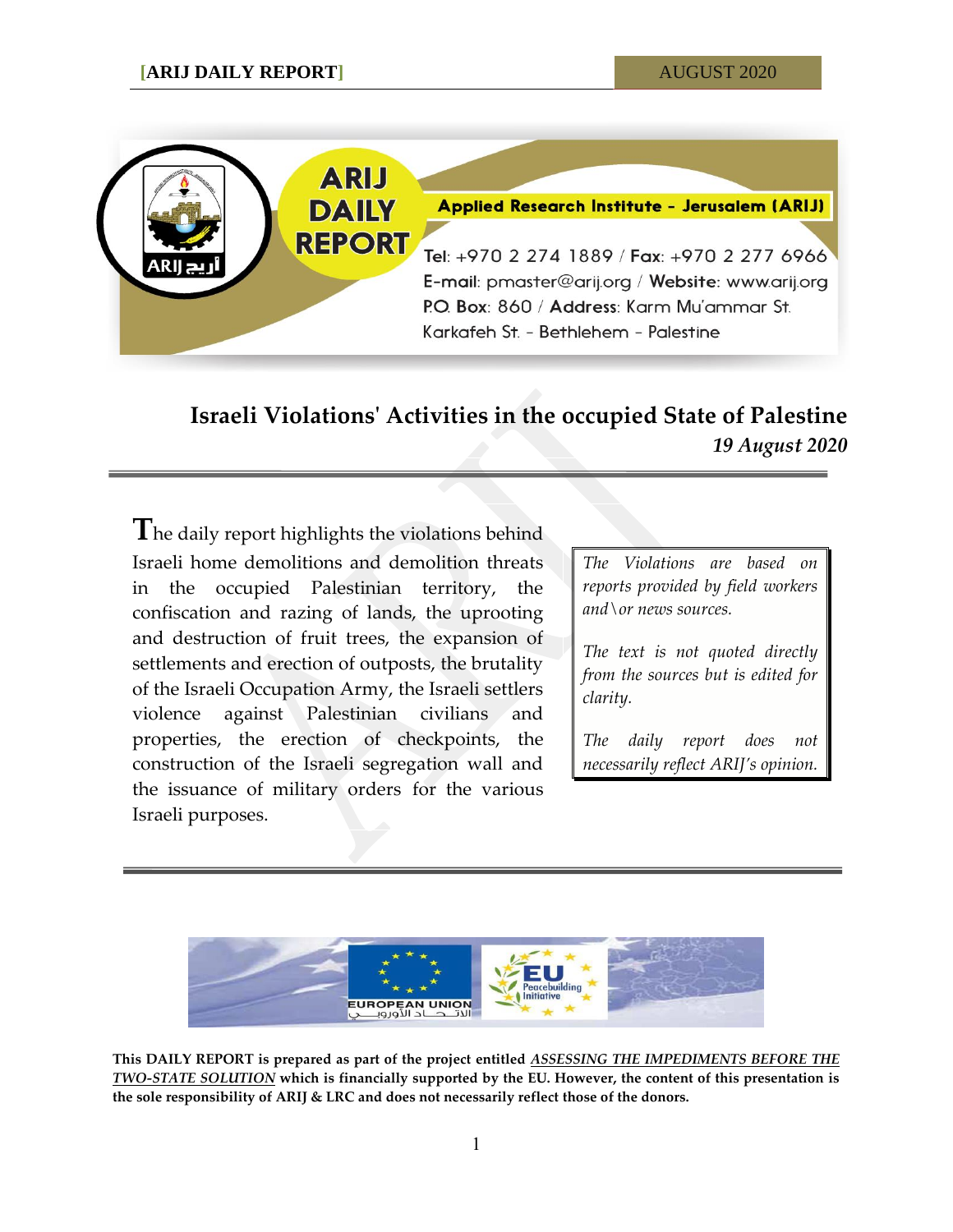ARIJ DAILY REPORT

Applied Research Institute - Jerusalem (ARIJ)

Tel: +970 2 274 1889 / Fax: +970 2 277 6966
E-mail: pmaster@arij.org / Website: www.arij.org
P.O. Box: 860 / Address: Karm Mu'ammar St.
Karkafeh St. - Bethlehem - Palestine

# Israeli Violations' Activities in the occupied State of Palestine

*19 August 2020*

---

The daily report highlights the violations behind Israeli home demolitions and demolition threats in the occupied Palestinian territory, the confiscation and razing of lands, the uprooting and destruction of fruit trees, the expansion of settlements and erection of outposts, the brutality of the Israeli Occupation Army, the Israeli settlers violence against Palestinian civilians and properties, the erection of checkpoints, the construction of the Israeli segregation wall and the issuance of military orders for the various Israeli purposes.

> *The Violations are based on reports provided by field workers and\or news sources.*
>
> *The text is not quoted directly from the sources but is edited for clarity.*
>
> *The daily report does not necessarily reflect ARIJ's opinion.*

---

EUROPEAN UNION الاتحاد الأوروبي

EU Peacebuilding Initiative

**This DAILY REPORT is prepared as part of the project entitled *ASSESSING THE IMPEDIMENTS BEFORE THE TWO-STATE SOLUTION* which is financially supported by the EU. However, the content of this presentation is the sole responsibility of ARIJ & LRC and does not necessarily reflect those of the donors.**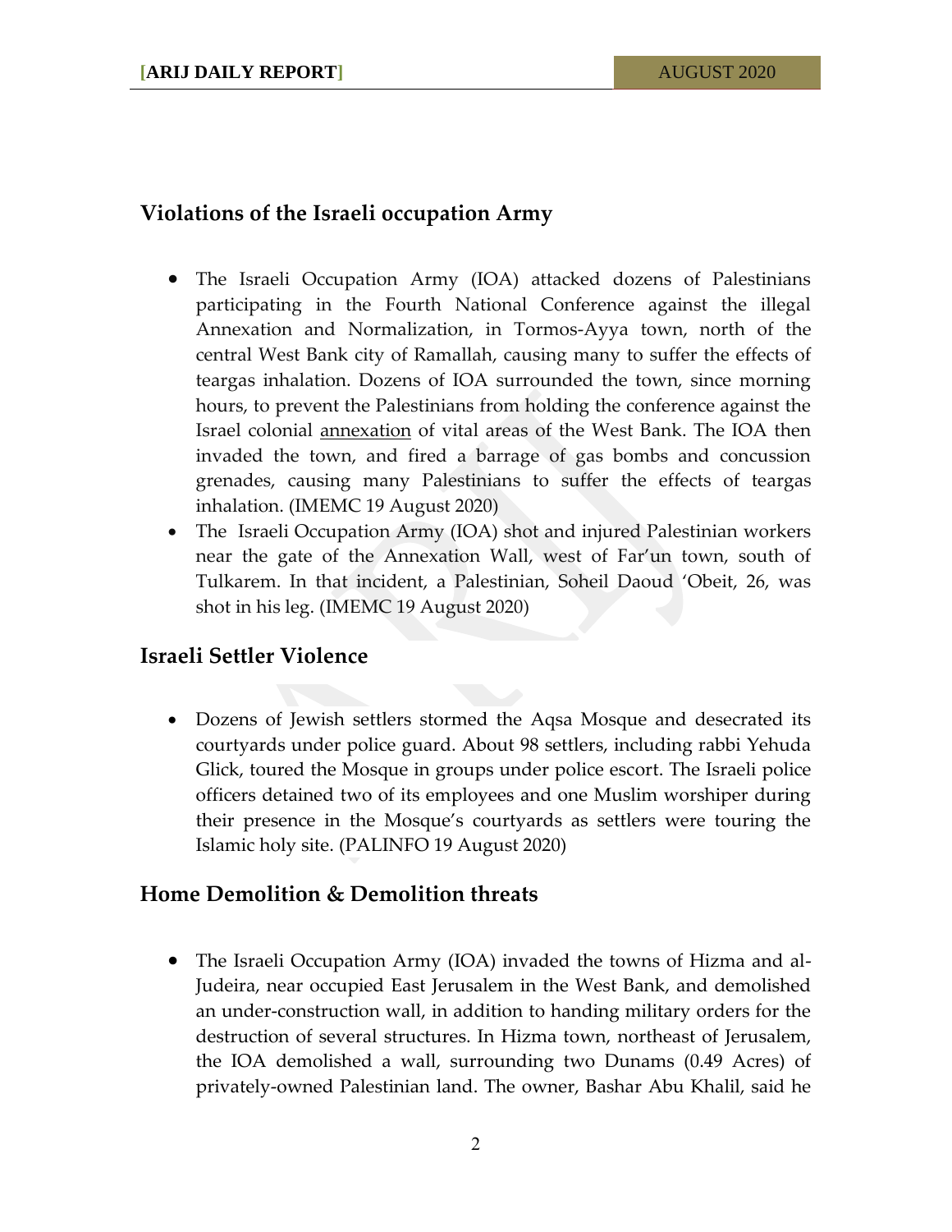## Violations of the Israeli occupation Army

- The Israeli Occupation Army (IOA) attacked dozens of Palestinians participating in the Fourth National Conference against the illegal Annexation and Normalization, in Tormos-Ayya town, north of the central West Bank city of Ramallah, causing many to suffer the effects of teargas inhalation. Dozens of IOA surrounded the town, since morning hours, to prevent the Palestinians from holding the conference against the Israel colonial annexation of vital areas of the West Bank. The IOA then invaded the town, and fired a barrage of gas bombs and concussion grenades, causing many Palestinians to suffer the effects of teargas inhalation. (IMEMC 19 August 2020)
- The Israeli Occupation Army (IOA) shot and injured Palestinian workers near the gate of the Annexation Wall, west of Far'un town, south of Tulkarem. In that incident, a Palestinian, Soheil Daoud 'Obeit, 26, was shot in his leg. (IMEMC 19 August 2020)

## Israeli Settler Violence

- Dozens of Jewish settlers stormed the Aqsa Mosque and desecrated its courtyards under police guard. About 98 settlers, including rabbi Yehuda Glick, toured the Mosque in groups under police escort. The Israeli police officers detained two of its employees and one Muslim worshiper during their presence in the Mosque's courtyards as settlers were touring the Islamic holy site. (PALINFO 19 August 2020)

## Home Demolition & Demolition threats

- The Israeli Occupation Army (IOA) invaded the towns of Hizma and al-Judeira, near occupied East Jerusalem in the West Bank, and demolished an under-construction wall, in addition to handing military orders for the destruction of several structures. In Hizma town, northeast of Jerusalem, the IOA demolished a wall, surrounding two Dunams (0.49 Acres) of privately-owned Palestinian land. The owner, Bashar Abu Khalil, said he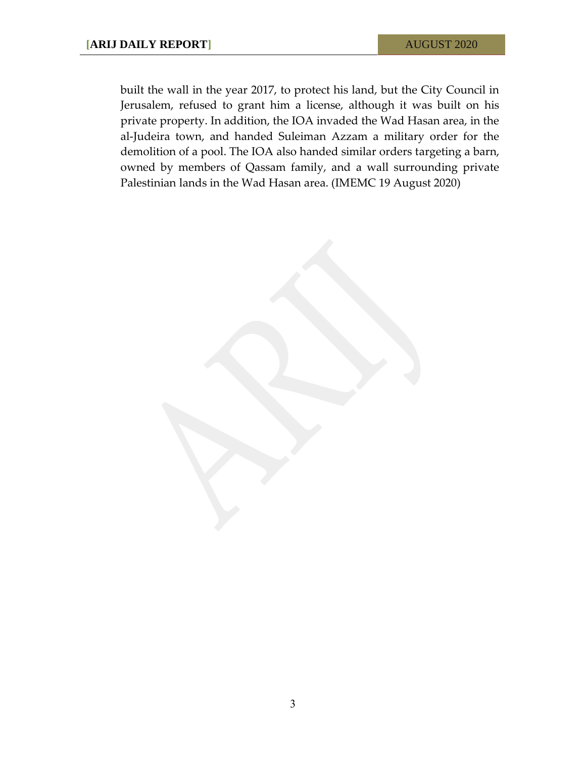built the wall in the year 2017, to protect his land, but the City Council in Jerusalem, refused to grant him a license, although it was built on his private property. In addition, the IOA invaded the Wad Hasan area, in the al-Judeira town, and handed Suleiman Azzam a military order for the demolition of a pool. The IOA also handed similar orders targeting a barn, owned by members of Qassam family, and a wall surrounding private Palestinian lands in the Wad Hasan area. (IMEMC 19 August 2020)